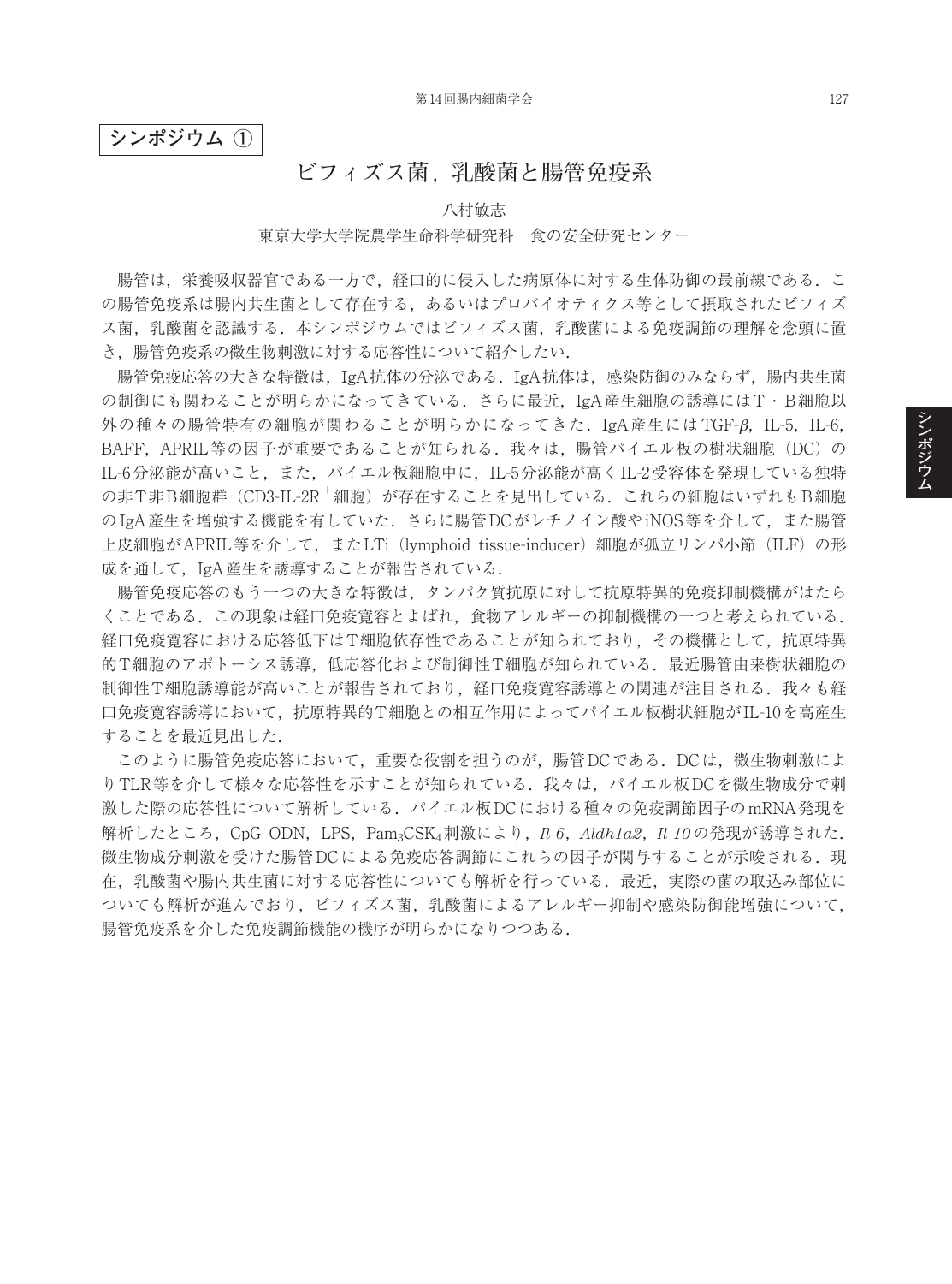**シンポジウム ①**

# ビフィズス菌，乳酸菌と腸管免疫系

八村敏志

東京大学大学院農学生命科学研究科　食の安全研究センター

腸管は，栄養吸収器官である一方で，経口的に侵入した病原体に対する生体防御の最前線である．この腸管免疫系は腸内共生菌として存在する，あるいはプロバイオティクス等として摂取されたビフィズス菌，乳酸菌を認識する．本シンポジウムではビフィズス菌，乳酸菌による免疫調節の理解を念頭に置き，腸管免疫系の微生物刺激に対する応答性について紹介したい．

腸管免疫応答の大きな特徴は，IgA抗体の分泌である．IgA抗体は，感染防御のみならず，腸内共生菌の制御にも関わることが明らかになってきている．さらに最近，IgA産生細胞の誘導にはT・B細胞以外の種々の腸管特有の細胞が関わることが明らかになってきた．IgA産生にはTGF-$\beta$，IL-5，IL-6，BAFF，APRIL等の因子が重要であることが知られる．我々は，腸管パイエル板の樹状細胞（DC）のIL-6分泌能が高いこと，また，パイエル板細胞中に，IL-5分泌能が高くIL-2受容体を発現している独特の非T非B細胞群（CD3-IL-2R$^{+}$細胞）が存在することを見出している．これらの細胞はいずれもB細胞のIgA産生を増強する機能を有していた．さらに腸管DCがレチノイン酸やiNOS等を介して，また腸管上皮細胞がAPRIL等を介して，またLTi（lymphoid tissue-inducer）細胞が孤立リンパ小節（ILF）の形成を通して，IgA産生を誘導することが報告されている．

腸管免疫応答のもう一つの大きな特徴は，タンパク質抗原に対して抗原特異的免疫抑制機構がはたらくことである．この現象は経口免疫寛容とよばれ，食物アレルギーの抑制機構の一つと考えられている．経口免疫寛容における応答低下はT細胞依存性であることが知られており，その機構として，抗原特異的T細胞のアポトーシス誘導，低応答化および制御性T細胞が知られている．最近腸管由来樹状細胞の制御性T細胞誘導能が高いことが報告されており，経口免疫寛容誘導との関連が注目される．我々も経口免疫寛容誘導において，抗原特異的T細胞との相互作用によってパイエル板樹状細胞がIL-10を高産生することを最近見出した．

このように腸管免疫応答において，重要な役割を担うのが，腸管DCである．DCは，微生物刺激によりTLR等を介して様々な応答性を示すことが知られている．我々は，パイエル板DCを微生物成分で刺激した際の応答性について解析している．パイエル板DCにおける種々の免疫調節因子のmRNA発現を解析したところ，CpG ODN，LPS，$Pam_3CSK_4$刺激により，*Il-6*，*Aldh1a2*，*Il-10*の発現が誘導された．微生物成分刺激を受けた腸管DCによる免疫応答調節にこれらの因子が関与することが示唆される．現在，乳酸菌や腸内共生菌に対する応答性についても解析を行っている．最近，実際の菌の取込み部位についても解析が進んでおり，ビフィズス菌，乳酸菌によるアレルギー抑制や感染防御能増強について，腸管免疫系を介した免疫調節機能の機序が明らかになりつつある．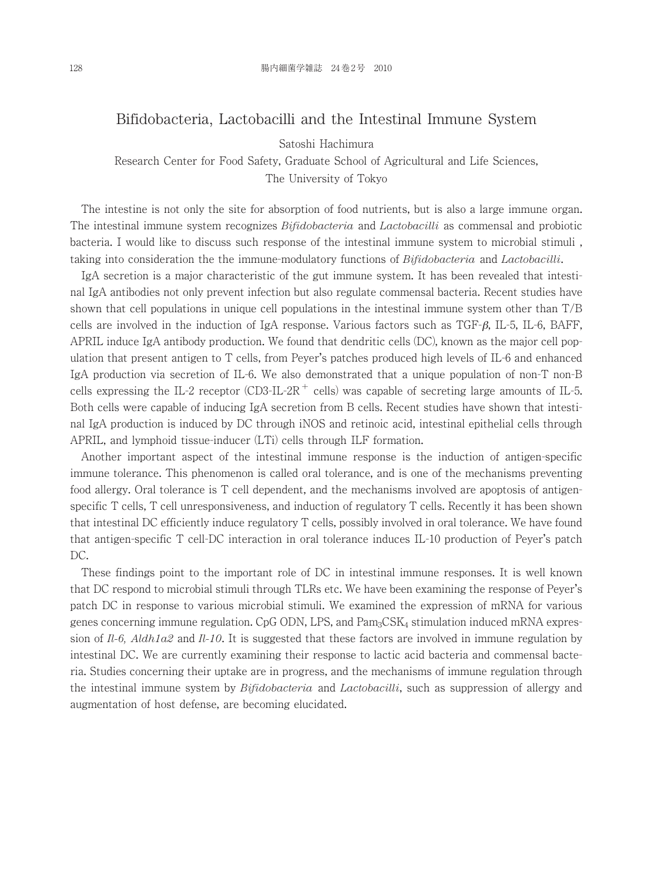# Bifidobacteria, Lactobacilli and the Intestinal Immune System

Satoshi Hachimura

Research Center for Food Safety, Graduate School of Agricultural and Life Sciences, The University of Tokyo

The intestine is not only the site for absorption of food nutrients, but is also a large immune organ. The intestinal immune system recognizes *Bifidobacteria* and *Lactobacilli* as commensal and probiotic bacteria. I would like to discuss such response of the intestinal immune system to microbial stimuli , taking into consideration the the immune-modulatory functions of *Bifidobacteria* and *Lactobacilli*.

IgA secretion is a major characteristic of the gut immune system. It has been revealed that intestinal IgA antibodies not only prevent infection but also regulate commensal bacteria. Recent studies have shown that cell populations in unique cell populations in the intestinal immune system other than T/B cells are involved in the induction of IgA response. Various factors such as TGF-$\beta$, IL-5, IL-6, BAFF, APRIL induce IgA antibody production. We found that dendritic cells (DC), known as the major cell population that present antigen to T cells, from Peyer's patches produced high levels of IL-6 and enhanced IgA production via secretion of IL-6. We also demonstrated that a unique population of non-T non-B cells expressing the IL-2 receptor (CD3-IL-2R$^{+}$ cells) was capable of secreting large amounts of IL-5. Both cells were capable of inducing IgA secretion from B cells. Recent studies have shown that intestinal IgA production is induced by DC through iNOS and retinoic acid, intestinal epithelial cells through APRIL, and lymphoid tissue-inducer (LTi) cells through ILF formation.

Another important aspect of the intestinal immune response is the induction of antigen-specific immune tolerance. This phenomenon is called oral tolerance, and is one of the mechanisms preventing food allergy. Oral tolerance is T cell dependent, and the mechanisms involved are apoptosis of antigen-specific T cells, T cell unresponsiveness, and induction of regulatory T cells. Recently it has been shown that intestinal DC efficiently induce regulatory T cells, possibly involved in oral tolerance. We have found that antigen-specific T cell-DC interaction in oral tolerance induces IL-10 production of Peyer's patch DC.

These findings point to the important role of DC in intestinal immune responses. It is well known that DC respond to microbial stimuli through TLRs etc. We have been examining the response of Peyer's patch DC in response to various microbial stimuli. We examined the expression of mRNA for various genes concerning immune regulation. CpG ODN, LPS, and $Pam_3CSK_4$ stimulation induced mRNA expression of *Il-6, Aldh1a2* and *Il-10*. It is suggested that these factors are involved in immune regulation by intestinal DC. We are currently examining their response to lactic acid bacteria and commensal bacteria. Studies concerning their uptake are in progress, and the mechanisms of immune regulation through the intestinal immune system by *Bifidobacteria* and *Lactobacilli*, such as suppression of allergy and augmentation of host defense, are becoming elucidated.